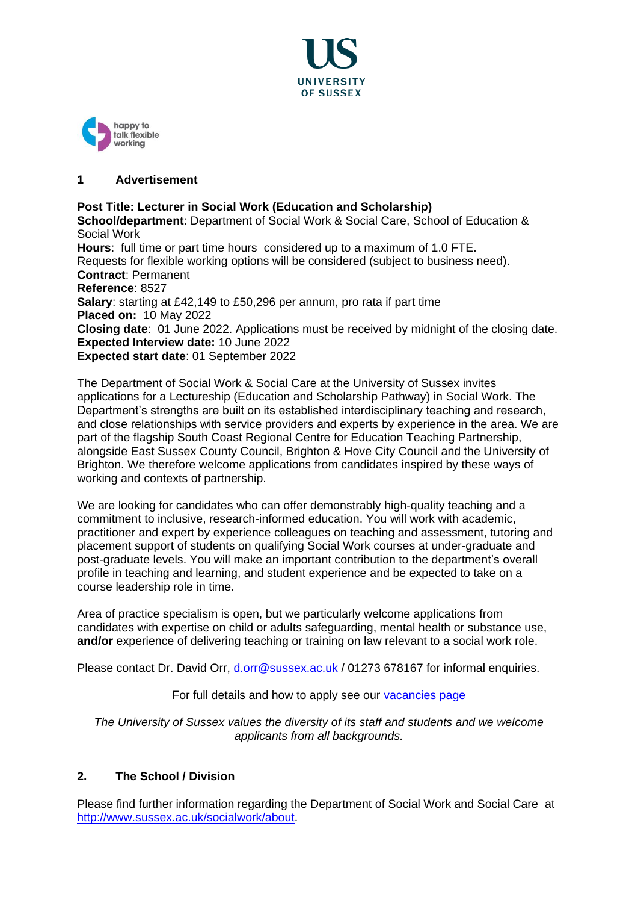## 1 Advertisement

**Post Title: Lecturer in Social Work (Education and Scholarship)**
**School/department**: Department of Social Work & Social Care, School of Education & Social Work
**Hours**: full time or part time hours considered up to a maximum of 1.0 FTE.
Requests for flexible working options will be considered (subject to business need).
**Contract**: Permanent
**Reference**: 8527
**Salary**: starting at £42,149 to £50,296 per annum, pro rata if part time
**Placed on:** 10 May 2022
**Closing date**: 01 June 2022. Applications must be received by midnight of the closing date.
**Expected Interview date:** 10 June 2022
**Expected start date**: 01 September 2022

The Department of Social Work & Social Care at the University of Sussex invites applications for a Lectureship (Education and Scholarship Pathway) in Social Work. The Department's strengths are built on its established interdisciplinary teaching and research, and close relationships with service providers and experts by experience in the area. We are part of the flagship South Coast Regional Centre for Education Teaching Partnership, alongside East Sussex County Council, Brighton & Hove City Council and the University of Brighton. We therefore welcome applications from candidates inspired by these ways of working and contexts of partnership.

We are looking for candidates who can offer demonstrably high-quality teaching and a commitment to inclusive, research-informed education. You will work with academic, practitioner and expert by experience colleagues on teaching and assessment, tutoring and placement support of students on qualifying Social Work courses at under-graduate and post-graduate levels. You will make an important contribution to the department's overall profile in teaching and learning, and student experience and be expected to take on a course leadership role in time.

Area of practice specialism is open, but we particularly welcome applications from candidates with expertise on child or adults safeguarding, mental health or substance use, **and/or** experience of delivering teaching or training on law relevant to a social work role.

Please contact Dr. David Orr, d.orr@sussex.ac.uk / 01273 678167 for informal enquiries.

For full details and how to apply see our vacancies page

*The University of Sussex values the diversity of its staff and students and we welcome applicants from all backgrounds.*

## 2. The School / Division

Please find further information regarding the Department of Social Work and Social Care at http://www.sussex.ac.uk/socialwork/about.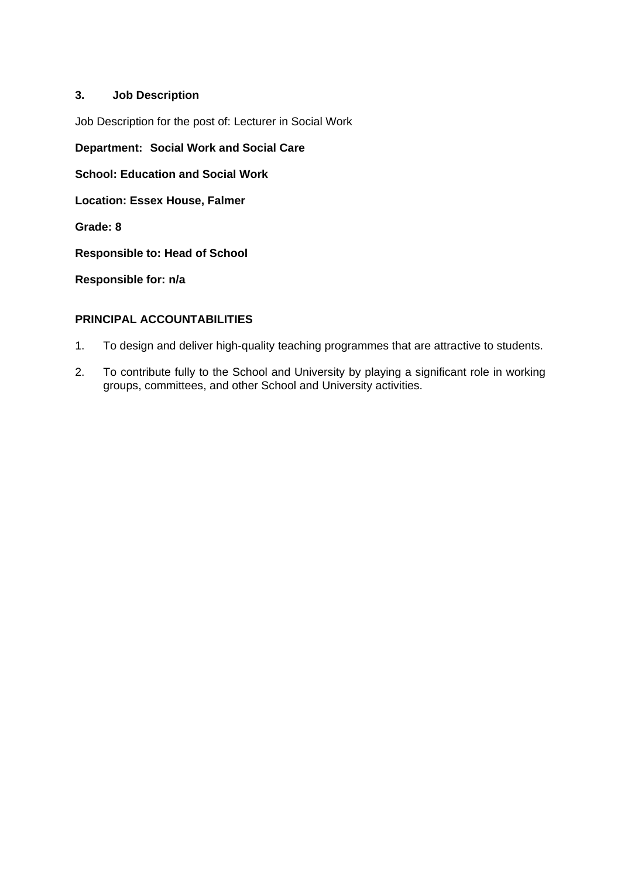## 3. Job Description

Job Description for the post of: Lecturer in Social Work

**Department: Social Work and Social Care**

**School: Education and Social Work**

**Location: Essex House, Falmer**

**Grade: 8**

**Responsible to: Head of School**

**Responsible for: n/a**

### PRINCIPAL ACCOUNTABILITIES

1. To design and deliver high-quality teaching programmes that are attractive to students.
2. To contribute fully to the School and University by playing a significant role in working groups, committees, and other School and University activities.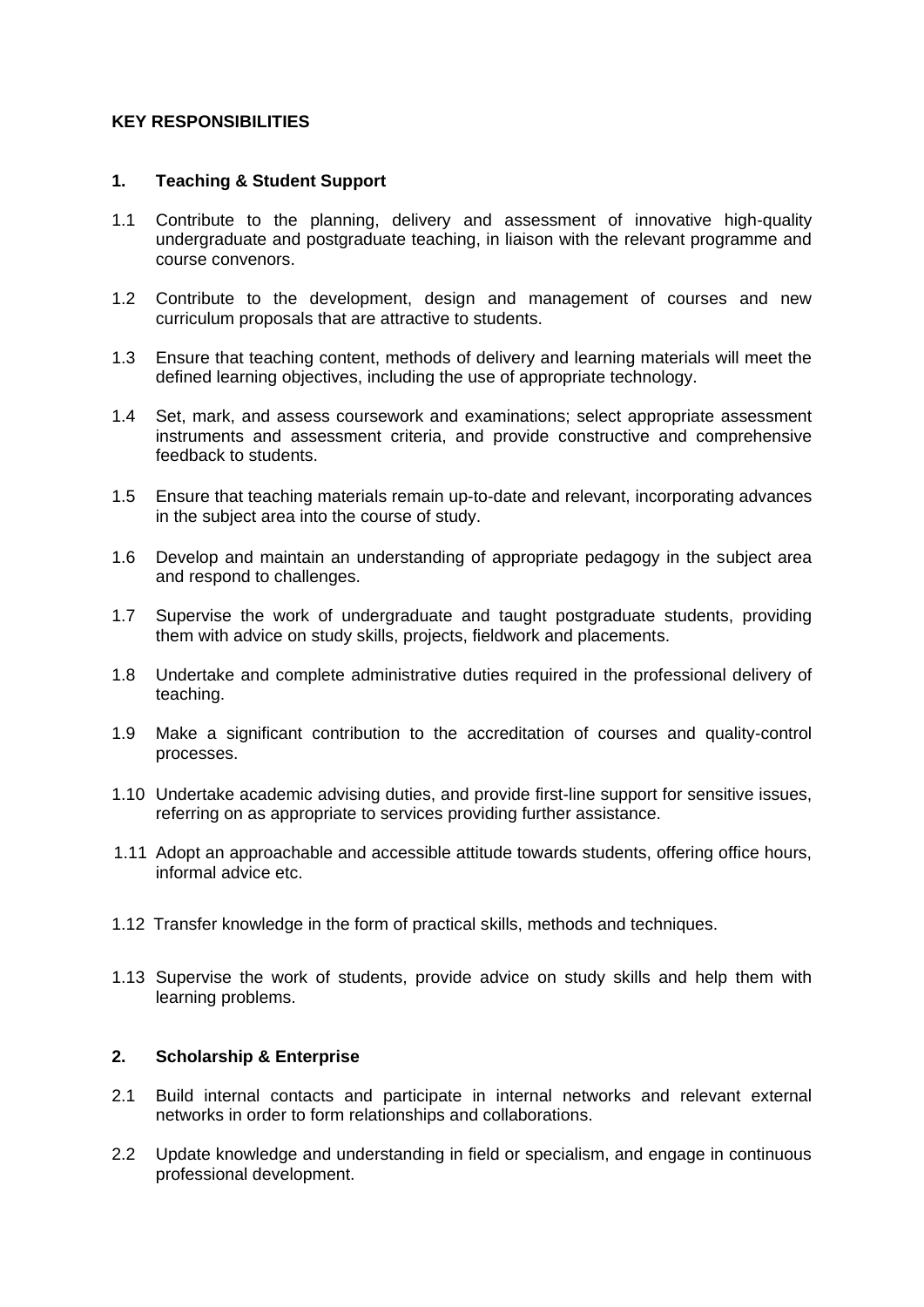**KEY RESPONSIBILITIES**

**1. Teaching & Student Support**

1.1 Contribute to the planning, delivery and assessment of innovative high-quality undergraduate and postgraduate teaching, in liaison with the relevant programme and course convenors.

1.2 Contribute to the development, design and management of courses and new curriculum proposals that are attractive to students.

1.3 Ensure that teaching content, methods of delivery and learning materials will meet the defined learning objectives, including the use of appropriate technology.

1.4 Set, mark, and assess coursework and examinations; select appropriate assessment instruments and assessment criteria, and provide constructive and comprehensive feedback to students.

1.5 Ensure that teaching materials remain up-to-date and relevant, incorporating advances in the subject area into the course of study.

1.6 Develop and maintain an understanding of appropriate pedagogy in the subject area and respond to challenges.

1.7 Supervise the work of undergraduate and taught postgraduate students, providing them with advice on study skills, projects, fieldwork and placements.

1.8 Undertake and complete administrative duties required in the professional delivery of teaching.

1.9 Make a significant contribution to the accreditation of courses and quality-control processes.

1.10 Undertake academic advising duties, and provide first-line support for sensitive issues, referring on as appropriate to services providing further assistance.

1.11 Adopt an approachable and accessible attitude towards students, offering office hours, informal advice etc.

1.12 Transfer knowledge in the form of practical skills, methods and techniques.

1.13 Supervise the work of students, provide advice on study skills and help them with learning problems.

**2. Scholarship & Enterprise**

2.1 Build internal contacts and participate in internal networks and relevant external networks in order to form relationships and collaborations.

2.2 Update knowledge and understanding in field or specialism, and engage in continuous professional development.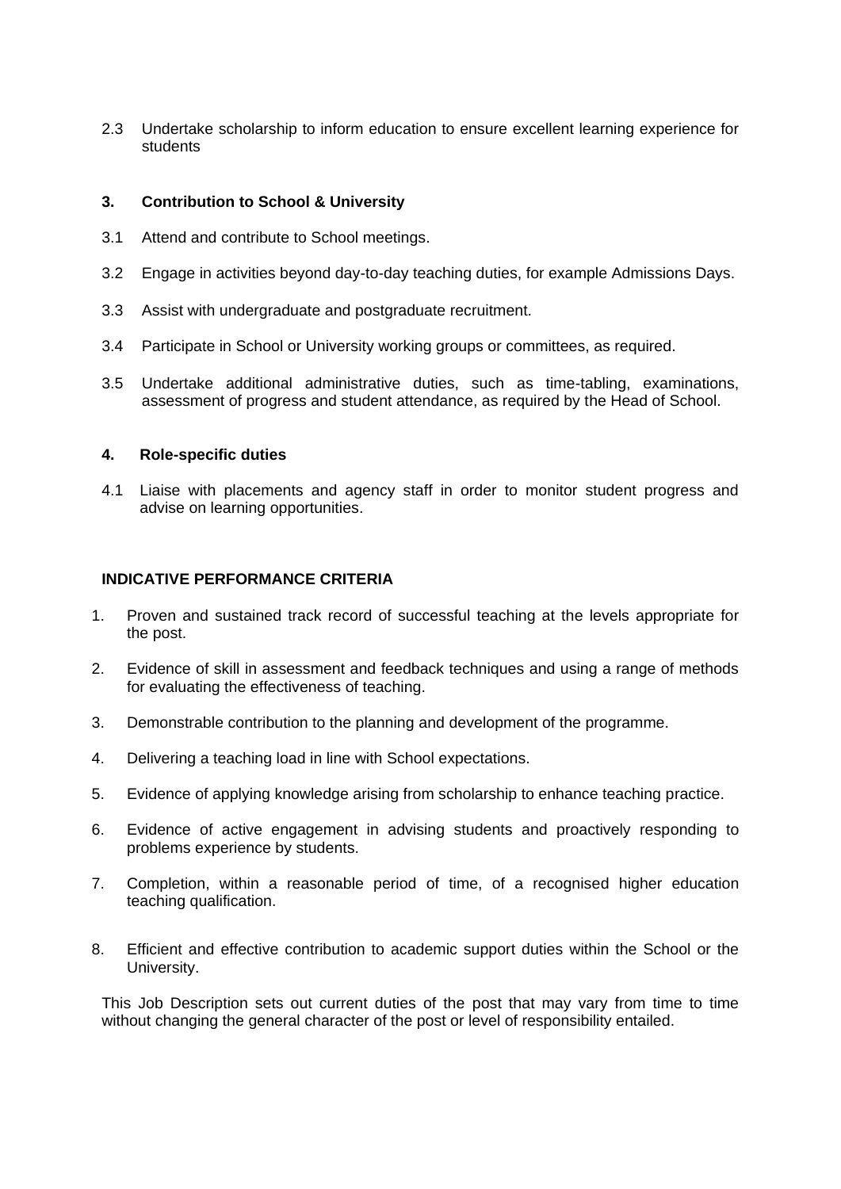2.3 Undertake scholarship to inform education to ensure excellent learning experience for students

### 3. Contribution to School & University

3.1 Attend and contribute to School meetings.

3.2 Engage in activities beyond day-to-day teaching duties, for example Admissions Days.

3.3 Assist with undergraduate and postgraduate recruitment.

3.4 Participate in School or University working groups or committees, as required.

3.5 Undertake additional administrative duties, such as time-tabling, examinations, assessment of progress and student attendance, as required by the Head of School.

### 4. Role-specific duties

4.1 Liaise with placements and agency staff in order to monitor student progress and advise on learning opportunities.

## INDICATIVE PERFORMANCE CRITERIA

1. Proven and sustained track record of successful teaching at the levels appropriate for the post.
2. Evidence of skill in assessment and feedback techniques and using a range of methods for evaluating the effectiveness of teaching.
3. Demonstrable contribution to the planning and development of the programme.
4. Delivering a teaching load in line with School expectations.
5. Evidence of applying knowledge arising from scholarship to enhance teaching practice.
6. Evidence of active engagement in advising students and proactively responding to problems experience by students.
7. Completion, within a reasonable period of time, of a recognised higher education teaching qualification.
8. Efficient and effective contribution to academic support duties within the School or the University.

This Job Description sets out current duties of the post that may vary from time to time without changing the general character of the post or level of responsibility entailed.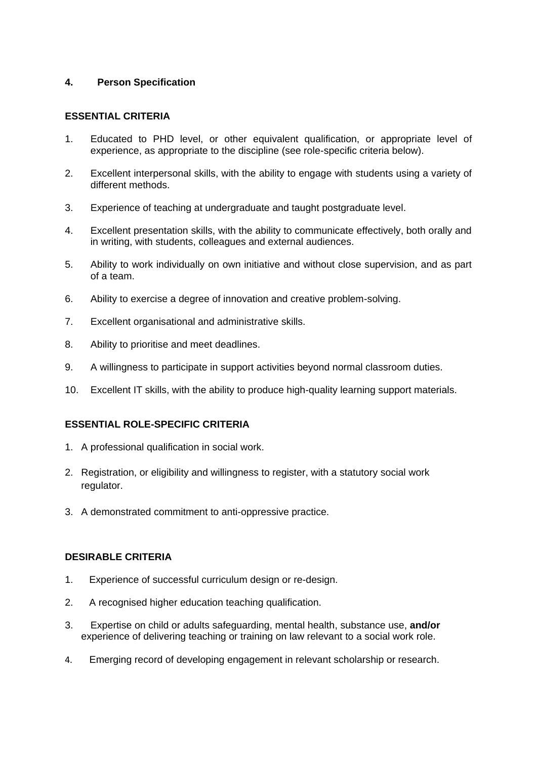## 4. Person Specification

**ESSENTIAL CRITERIA**

1. Educated to PHD level, or other equivalent qualification, or appropriate level of experience, as appropriate to the discipline (see role-specific criteria below).
2. Excellent interpersonal skills, with the ability to engage with students using a variety of different methods.
3. Experience of teaching at undergraduate and taught postgraduate level.
4. Excellent presentation skills, with the ability to communicate effectively, both orally and in writing, with students, colleagues and external audiences.
5. Ability to work individually on own initiative and without close supervision, and as part of a team.
6. Ability to exercise a degree of innovation and creative problem-solving.
7. Excellent organisational and administrative skills.
8. Ability to prioritise and meet deadlines.
9. A willingness to participate in support activities beyond normal classroom duties.
10. Excellent IT skills, with the ability to produce high-quality learning support materials.

**ESSENTIAL ROLE-SPECIFIC CRITERIA**

1. A professional qualification in social work.
2. Registration, or eligibility and willingness to register, with a statutory social work regulator.
3. A demonstrated commitment to anti-oppressive practice.

**DESIRABLE CRITERIA**

1. Experience of successful curriculum design or re-design.
2. A recognised higher education teaching qualification.
3. Expertise on child or adults safeguarding, mental health, substance use, **and/or** experience of delivering teaching or training on law relevant to a social work role.
4. Emerging record of developing engagement in relevant scholarship or research.